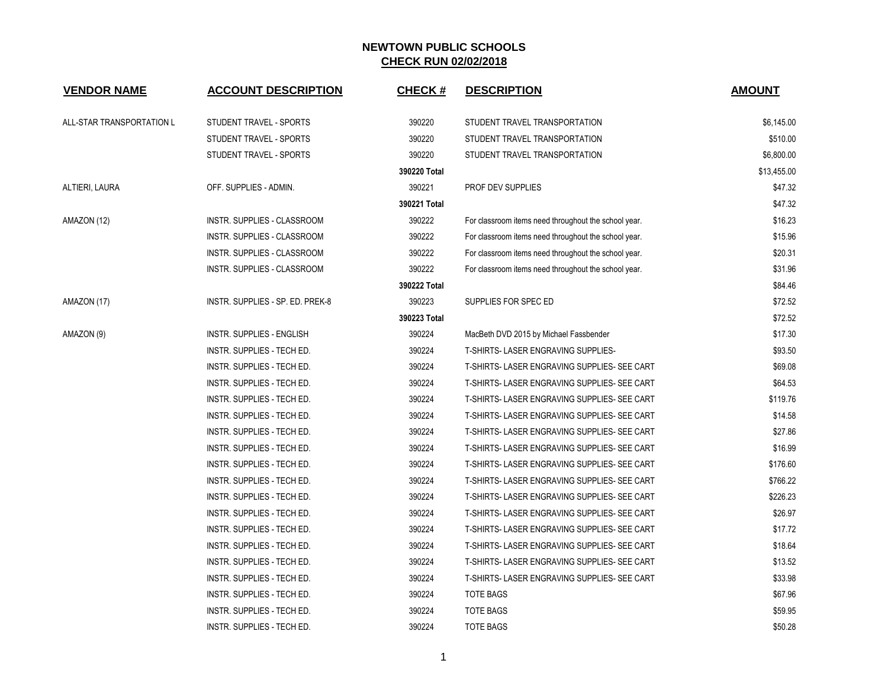# NEWTOWN PUBLIC SCHOOLS

## CHECK RUN 02/02/2018

| VENDOR NAME | ACCOUNT DESCRIPTION | CHECK # | DESCRIPTION | AMOUNT |
|---|---|---|---|---|
| ALL-STAR TRANSPORTATION L | STUDENT TRAVEL - SPORTS | 390220 | STUDENT TRAVEL TRANSPORTATION | $6,145.00 |
| | STUDENT TRAVEL - SPORTS | 390220 | STUDENT TRAVEL TRANSPORTATION | $510.00 |
| | STUDENT TRAVEL - SPORTS | 390220 | STUDENT TRAVEL TRANSPORTATION | $6,800.00 |
| | | **390220 Total** | | $13,455.00 |
| ALTIERI, LAURA | OFF. SUPPLIES - ADMIN. | 390221 | PROF DEV SUPPLIES | $47.32 |
| | | **390221 Total** | | $47.32 |
| AMAZON (12) | INSTR. SUPPLIES - CLASSROOM | 390222 | For classroom items need throughout the school year. | $16.23 |
| | INSTR. SUPPLIES - CLASSROOM | 390222 | For classroom items need throughout the school year. | $15.96 |
| | INSTR. SUPPLIES - CLASSROOM | 390222 | For classroom items need throughout the school year. | $20.31 |
| | INSTR. SUPPLIES - CLASSROOM | 390222 | For classroom items need throughout the school year. | $31.96 |
| | | **390222 Total** | | $84.46 |
| AMAZON (17) | INSTR. SUPPLIES - SP. ED. PREK-8 | 390223 | SUPPLIES FOR SPEC ED | $72.52 |
| | | **390223 Total** | | $72.52 |
| AMAZON (9) | INSTR. SUPPLIES - ENGLISH | 390224 | MacBeth DVD 2015 by Michael Fassbender | $17.30 |
| | INSTR. SUPPLIES - TECH ED. | 390224 | T-SHIRTS- LASER ENGRAVING SUPPLIES- | $93.50 |
| | INSTR. SUPPLIES - TECH ED. | 390224 | T-SHIRTS- LASER ENGRAVING SUPPLIES- SEE CART | $69.08 |
| | INSTR. SUPPLIES - TECH ED. | 390224 | T-SHIRTS- LASER ENGRAVING SUPPLIES- SEE CART | $64.53 |
| | INSTR. SUPPLIES - TECH ED. | 390224 | T-SHIRTS- LASER ENGRAVING SUPPLIES- SEE CART | $119.76 |
| | INSTR. SUPPLIES - TECH ED. | 390224 | T-SHIRTS- LASER ENGRAVING SUPPLIES- SEE CART | $14.58 |
| | INSTR. SUPPLIES - TECH ED. | 390224 | T-SHIRTS- LASER ENGRAVING SUPPLIES- SEE CART | $27.86 |
| | INSTR. SUPPLIES - TECH ED. | 390224 | T-SHIRTS- LASER ENGRAVING SUPPLIES- SEE CART | $16.99 |
| | INSTR. SUPPLIES - TECH ED. | 390224 | T-SHIRTS- LASER ENGRAVING SUPPLIES- SEE CART | $176.60 |
| | INSTR. SUPPLIES - TECH ED. | 390224 | T-SHIRTS- LASER ENGRAVING SUPPLIES- SEE CART | $766.22 |
| | INSTR. SUPPLIES - TECH ED. | 390224 | T-SHIRTS- LASER ENGRAVING SUPPLIES- SEE CART | $226.23 |
| | INSTR. SUPPLIES - TECH ED. | 390224 | T-SHIRTS- LASER ENGRAVING SUPPLIES- SEE CART | $26.97 |
| | INSTR. SUPPLIES - TECH ED. | 390224 | T-SHIRTS- LASER ENGRAVING SUPPLIES- SEE CART | $17.72 |
| | INSTR. SUPPLIES - TECH ED. | 390224 | T-SHIRTS- LASER ENGRAVING SUPPLIES- SEE CART | $18.64 |
| | INSTR. SUPPLIES - TECH ED. | 390224 | T-SHIRTS- LASER ENGRAVING SUPPLIES- SEE CART | $13.52 |
| | INSTR. SUPPLIES - TECH ED. | 390224 | T-SHIRTS- LASER ENGRAVING SUPPLIES- SEE CART | $33.98 |
| | INSTR. SUPPLIES - TECH ED. | 390224 | TOTE BAGS | $67.96 |
| | INSTR. SUPPLIES - TECH ED. | 390224 | TOTE BAGS | $59.95 |
| | INSTR. SUPPLIES - TECH ED. | 390224 | TOTE BAGS | $50.28 |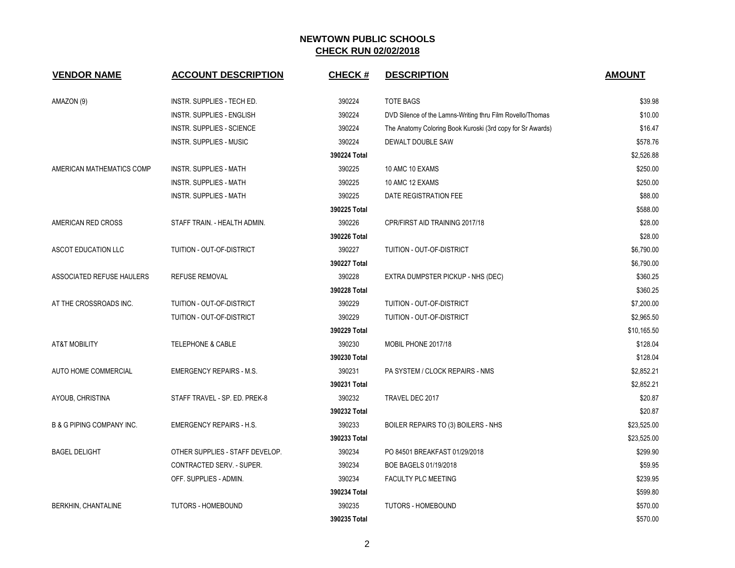## NEWTOWN PUBLIC SCHOOLS
## CHECK RUN 02/02/2018

| VENDOR NAME | ACCOUNT DESCRIPTION | CHECK # | DESCRIPTION | AMOUNT |
|---|---|---|---|---|
| AMAZON (9) | INSTR. SUPPLIES - TECH ED. | 390224 | TOTE BAGS | $39.98 |
| | INSTR. SUPPLIES - ENGLISH | 390224 | DVD Silence of the Lamns-Writing thru Film Rovello/Thomas | $10.00 |
| | INSTR. SUPPLIES - SCIENCE | 390224 | The Anatomy Coloring Book Kuroski (3rd copy for Sr Awards) | $16.47 |
| | INSTR. SUPPLIES - MUSIC | 390224 | DEWALT DOUBLE SAW | $578.76 |
| | | 390224 Total | | $2,526.88 |
| AMERICAN MATHEMATICS COMP | INSTR. SUPPLIES - MATH | 390225 | 10 AMC 10 EXAMS | $250.00 |
| | INSTR. SUPPLIES - MATH | 390225 | 10 AMC 12 EXAMS | $250.00 |
| | INSTR. SUPPLIES - MATH | 390225 | DATE REGISTRATION FEE | $88.00 |
| | | 390225 Total | | $588.00 |
| AMERICAN RED CROSS | STAFF TRAIN. - HEALTH ADMIN. | 390226 | CPR/FIRST AID TRAINING 2017/18 | $28.00 |
| | | 390226 Total | | $28.00 |
| ASCOT EDUCATION LLC | TUITION - OUT-OF-DISTRICT | 390227 | TUITION - OUT-OF-DISTRICT | $6,790.00 |
| | | 390227 Total | | $6,790.00 |
| ASSOCIATED REFUSE HAULERS | REFUSE REMOVAL | 390228 | EXTRA DUMPSTER PICKUP - NHS (DEC) | $360.25 |
| | | 390228 Total | | $360.25 |
| AT THE CROSSROADS INC. | TUITION - OUT-OF-DISTRICT | 390229 | TUITION - OUT-OF-DISTRICT | $7,200.00 |
| | TUITION - OUT-OF-DISTRICT | 390229 | TUITION - OUT-OF-DISTRICT | $2,965.50 |
| | | 390229 Total | | $10,165.50 |
| AT&T MOBILITY | TELEPHONE & CABLE | 390230 | MOBIL PHONE 2017/18 | $128.04 |
| | | 390230 Total | | $128.04 |
| AUTO HOME COMMERCIAL | EMERGENCY REPAIRS - M.S. | 390231 | PA SYSTEM / CLOCK REPAIRS - NMS | $2,852.21 |
| | | 390231 Total | | $2,852.21 |
| AYOUB, CHRISTINA | STAFF TRAVEL - SP. ED. PREK-8 | 390232 | TRAVEL DEC 2017 | $20.87 |
| | | 390232 Total | | $20.87 |
| B & G PIPING COMPANY INC. | EMERGENCY REPAIRS - H.S. | 390233 | BOILER REPAIRS TO (3) BOILERS - NHS | $23,525.00 |
| | | 390233 Total | | $23,525.00 |
| BAGEL DELIGHT | OTHER SUPPLIES - STAFF DEVELOP. | 390234 | PO 84501 BREAKFAST 01/29/2018 | $299.90 |
| | CONTRACTED SERV. - SUPER. | 390234 | BOE BAGELS 01/19/2018 | $59.95 |
| | OFF. SUPPLIES - ADMIN. | 390234 | FACULTY PLC MEETING | $239.95 |
| | | 390234 Total | | $599.80 |
| BERKHIN, CHANTALINE | TUTORS - HOMEBOUND | 390235 | TUTORS - HOMEBOUND | $570.00 |
| | | 390235 Total | | $570.00 |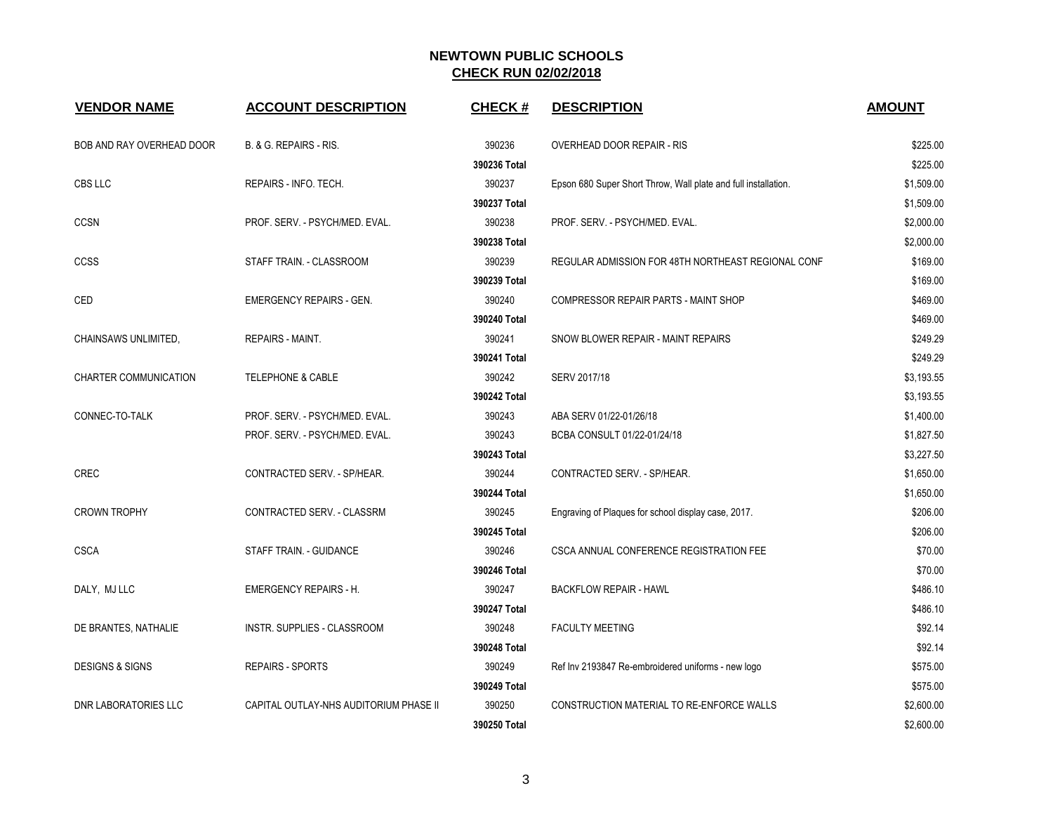# NEWTOWN PUBLIC SCHOOLS

## CHECK RUN 02/02/2018

| VENDOR NAME | ACCOUNT DESCRIPTION | CHECK # | DESCRIPTION | AMOUNT |
|---|---|---|---|---|
| BOB AND RAY OVERHEAD DOOR | B. & G. REPAIRS - RIS. | 390236 | OVERHEAD DOOR REPAIR - RIS | $225.00 |
| | | 390236 Total | | $225.00 |
| CBS LLC | REPAIRS - INFO. TECH. | 390237 | Epson 680 Super Short Throw, Wall plate and full installation. | $1,509.00 |
| | | 390237 Total | | $1,509.00 |
| CCSN | PROF. SERV. - PSYCH/MED. EVAL. | 390238 | PROF. SERV. - PSYCH/MED. EVAL. | $2,000.00 |
| | | 390238 Total | | $2,000.00 |
| CCSS | STAFF TRAIN. - CLASSROOM | 390239 | REGULAR ADMISSION FOR 48TH NORTHEAST REGIONAL CONF | $169.00 |
| | | 390239 Total | | $169.00 |
| CED | EMERGENCY REPAIRS - GEN. | 390240 | COMPRESSOR REPAIR PARTS - MAINT SHOP | $469.00 |
| | | 390240 Total | | $469.00 |
| CHAINSAWS UNLIMITED, | REPAIRS - MAINT. | 390241 | SNOW BLOWER REPAIR - MAINT REPAIRS | $249.29 |
| | | 390241 Total | | $249.29 |
| CHARTER COMMUNICATION | TELEPHONE & CABLE | 390242 | SERV 2017/18 | $3,193.55 |
| | | 390242 Total | | $3,193.55 |
| CONNEC-TO-TALK | PROF. SERV. - PSYCH/MED. EVAL. | 390243 | ABA SERV 01/22-01/26/18 | $1,400.00 |
| | PROF. SERV. - PSYCH/MED. EVAL. | 390243 | BCBA CONSULT 01/22-01/24/18 | $1,827.50 |
| | | 390243 Total | | $3,227.50 |
| CREC | CONTRACTED SERV. - SP/HEAR. | 390244 | CONTRACTED SERV. - SP/HEAR. | $1,650.00 |
| | | 390244 Total | | $1,650.00 |
| CROWN TROPHY | CONTRACTED SERV. - CLASSRM | 390245 | Engraving of Plaques for school display case, 2017. | $206.00 |
| | | 390245 Total | | $206.00 |
| CSCA | STAFF TRAIN. - GUIDANCE | 390246 | CSCA ANNUAL CONFERENCE REGISTRATION FEE | $70.00 |
| | | 390246 Total | | $70.00 |
| DALY, MJ LLC | EMERGENCY REPAIRS - H. | 390247 | BACKFLOW REPAIR - HAWL | $486.10 |
| | | 390247 Total | | $486.10 |
| DE BRANTES, NATHALIE | INSTR. SUPPLIES - CLASSROOM | 390248 | FACULTY MEETING | $92.14 |
| | | 390248 Total | | $92.14 |
| DESIGNS & SIGNS | REPAIRS - SPORTS | 390249 | Ref Inv 2193847 Re-embroidered uniforms - new logo | $575.00 |
| | | 390249 Total | | $575.00 |
| DNR LABORATORIES LLC | CAPITAL OUTLAY-NHS AUDITORIUM PHASE II | 390250 | CONSTRUCTION MATERIAL TO RE-ENFORCE WALLS | $2,600.00 |
| | | 390250 Total | | $2,600.00 |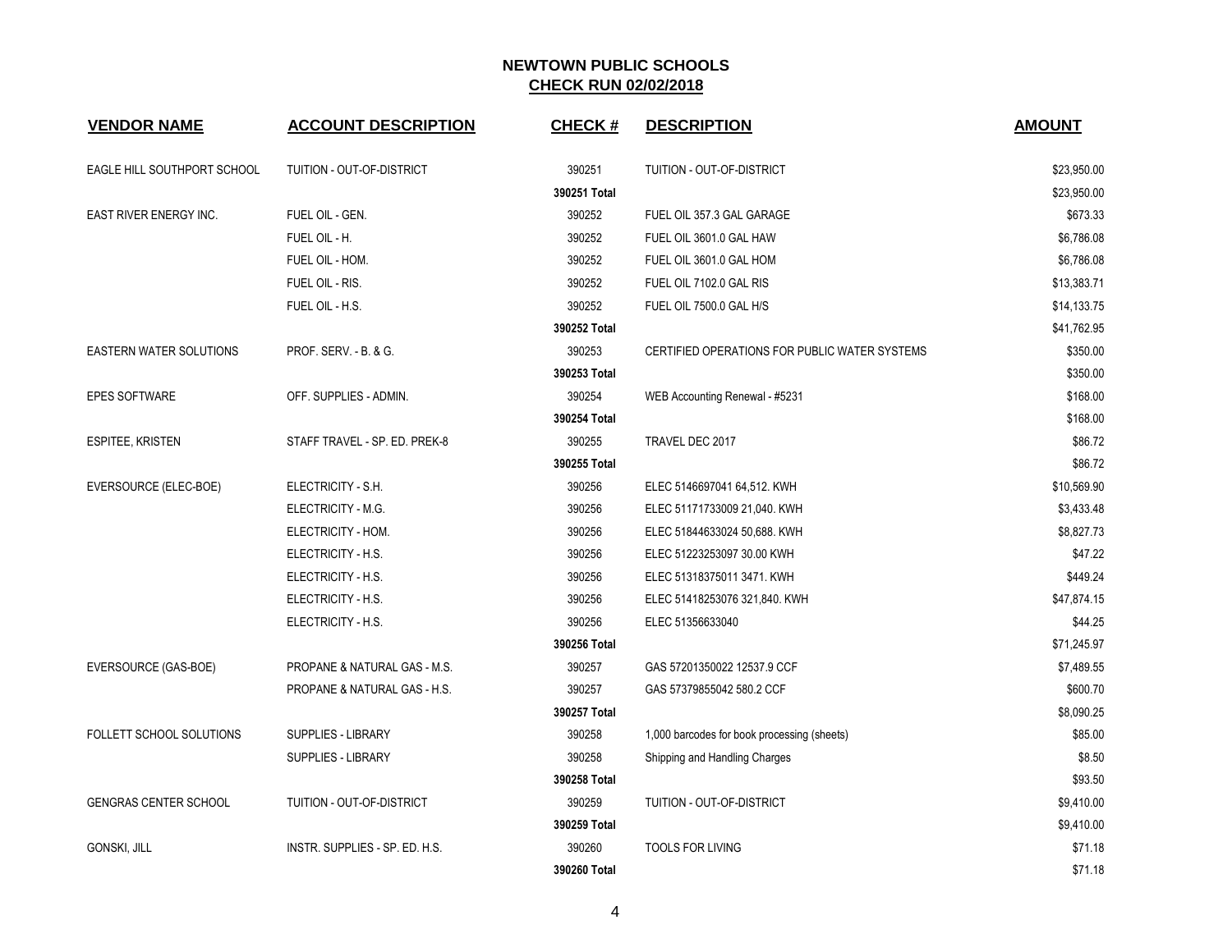# NEWTOWN PUBLIC SCHOOLS
## CHECK RUN 02/02/2018

| VENDOR NAME | ACCOUNT DESCRIPTION | CHECK # | DESCRIPTION | AMOUNT |
|---|---|---|---|---|
| EAGLE HILL SOUTHPORT SCHOOL | TUITION - OUT-OF-DISTRICT | 390251 | TUITION - OUT-OF-DISTRICT | $23,950.00 |
| | | **390251 Total** | | $23,950.00 |
| EAST RIVER ENERGY INC. | FUEL OIL - GEN. | 390252 | FUEL OIL 357.3 GAL GARAGE | $673.33 |
| | FUEL OIL - H. | 390252 | FUEL OIL 3601.0 GAL HAW | $6,786.08 |
| | FUEL OIL - HOM. | 390252 | FUEL OIL 3601.0 GAL HOM | $6,786.08 |
| | FUEL OIL - RIS. | 390252 | FUEL OIL 7102.0 GAL RIS | $13,383.71 |
| | FUEL OIL - H.S. | 390252 | FUEL OIL 7500.0 GAL H/S | $14,133.75 |
| | | **390252 Total** | | $41,762.95 |
| EASTERN WATER SOLUTIONS | PROF. SERV. - B. & G. | 390253 | CERTIFIED OPERATIONS FOR PUBLIC WATER SYSTEMS | $350.00 |
| | | **390253 Total** | | $350.00 |
| EPES SOFTWARE | OFF. SUPPLIES - ADMIN. | 390254 | WEB Accounting Renewal - #5231 | $168.00 |
| | | **390254 Total** | | $168.00 |
| ESPITEE, KRISTEN | STAFF TRAVEL - SP. ED. PREK-8 | 390255 | TRAVEL DEC 2017 | $86.72 |
| | | **390255 Total** | | $86.72 |
| EVERSOURCE (ELEC-BOE) | ELECTRICITY - S.H. | 390256 | ELEC 5146697041 64,512. KWH | $10,569.90 |
| | ELECTRICITY - M.G. | 390256 | ELEC 51171733009 21,040. KWH | $3,433.48 |
| | ELECTRICITY - HOM. | 390256 | ELEC 51844633024 50,688. KWH | $8,827.73 |
| | ELECTRICITY - H.S. | 390256 | ELEC 51223253097 30.00 KWH | $47.22 |
| | ELECTRICITY - H.S. | 390256 | ELEC 51318375011 3471. KWH | $449.24 |
| | ELECTRICITY - H.S. | 390256 | ELEC 51418253076 321,840. KWH | $47,874.15 |
| | ELECTRICITY - H.S. | 390256 | ELEC 51356633040 | $44.25 |
| | | **390256 Total** | | $71,245.97 |
| EVERSOURCE (GAS-BOE) | PROPANE & NATURAL GAS - M.S. | 390257 | GAS 57201350022 12537.9 CCF | $7,489.55 |
| | PROPANE & NATURAL GAS - H.S. | 390257 | GAS 57379855042 580.2 CCF | $600.70 |
| | | **390257 Total** | | $8,090.25 |
| FOLLETT SCHOOL SOLUTIONS | SUPPLIES - LIBRARY | 390258 | 1,000 barcodes for book processing (sheets) | $85.00 |
| | SUPPLIES - LIBRARY | 390258 | Shipping and Handling Charges | $8.50 |
| | | **390258 Total** | | $93.50 |
| GENGRAS CENTER SCHOOL | TUITION - OUT-OF-DISTRICT | 390259 | TUITION - OUT-OF-DISTRICT | $9,410.00 |
| | | **390259 Total** | | $9,410.00 |
| GONSKI, JILL | INSTR. SUPPLIES - SP. ED. H.S. | 390260 | TOOLS FOR LIVING | $71.18 |
| | | **390260 Total** | | $71.18 |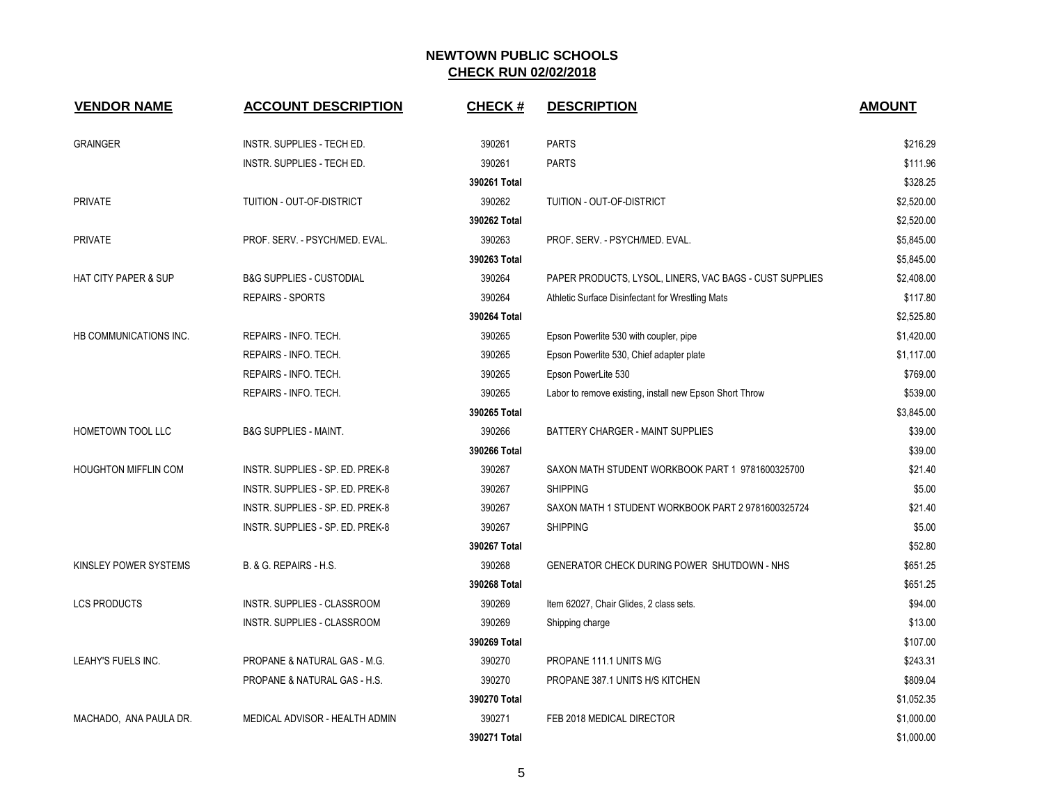## NEWTOWN PUBLIC SCHOOLS
## CHECK RUN 02/02/2018

| VENDOR NAME | ACCOUNT DESCRIPTION | CHECK # | DESCRIPTION | AMOUNT |
|---|---|---|---|---|
| GRAINGER | INSTR. SUPPLIES - TECH ED. | 390261 | PARTS | $216.29 |
| | INSTR. SUPPLIES - TECH ED. | 390261 | PARTS | $111.96 |
| | | 390261 Total | | $328.25 |
| PRIVATE | TUITION - OUT-OF-DISTRICT | 390262 | TUITION - OUT-OF-DISTRICT | $2,520.00 |
| | | 390262 Total | | $2,520.00 |
| PRIVATE | PROF. SERV. - PSYCH/MED. EVAL. | 390263 | PROF. SERV. - PSYCH/MED. EVAL. | $5,845.00 |
| | | 390263 Total | | $5,845.00 |
| HAT CITY PAPER & SUP | B&G SUPPLIES - CUSTODIAL | 390264 | PAPER PRODUCTS, LYSOL, LINERS, VAC BAGS - CUST SUPPLIES | $2,408.00 |
| | REPAIRS - SPORTS | 390264 | Athletic Surface Disinfectant for Wrestling Mats | $117.80 |
| | | 390264 Total | | $2,525.80 |
| HB COMMUNICATIONS INC. | REPAIRS - INFO. TECH. | 390265 | Epson Powerlite 530 with coupler, pipe | $1,420.00 |
| | REPAIRS - INFO. TECH. | 390265 | Epson Powerlite 530, Chief adapter plate | $1,117.00 |
| | REPAIRS - INFO. TECH. | 390265 | Epson PowerLite 530 | $769.00 |
| | REPAIRS - INFO. TECH. | 390265 | Labor to remove existing, install new Epson Short Throw | $539.00 |
| | | 390265 Total | | $3,845.00 |
| HOMETOWN TOOL LLC | B&G SUPPLIES - MAINT. | 390266 | BATTERY CHARGER - MAINT SUPPLIES | $39.00 |
| | | 390266 Total | | $39.00 |
| HOUGHTON MIFFLIN COM | INSTR. SUPPLIES - SP. ED. PREK-8 | 390267 | SAXON MATH STUDENT WORKBOOK PART 1 9781600325700 | $21.40 |
| | INSTR. SUPPLIES - SP. ED. PREK-8 | 390267 | SHIPPING | $5.00 |
| | INSTR. SUPPLIES - SP. ED. PREK-8 | 390267 | SAXON MATH 1 STUDENT WORKBOOK PART 2 9781600325724 | $21.40 |
| | INSTR. SUPPLIES - SP. ED. PREK-8 | 390267 | SHIPPING | $5.00 |
| | | 390267 Total | | $52.80 |
| KINSLEY POWER SYSTEMS | B. & G. REPAIRS - H.S. | 390268 | GENERATOR CHECK DURING POWER SHUTDOWN - NHS | $651.25 |
| | | 390268 Total | | $651.25 |
| LCS PRODUCTS | INSTR. SUPPLIES - CLASSROOM | 390269 | Item 62027, Chair Glides, 2 class sets. | $94.00 |
| | INSTR. SUPPLIES - CLASSROOM | 390269 | Shipping charge | $13.00 |
| | | 390269 Total | | $107.00 |
| LEAHY'S FUELS INC. | PROPANE & NATURAL GAS - M.G. | 390270 | PROPANE 111.1 UNITS M/G | $243.31 |
| | PROPANE & NATURAL GAS - H.S. | 390270 | PROPANE 387.1 UNITS H/S KITCHEN | $809.04 |
| | | 390270 Total | | $1,052.35 |
| MACHADO, ANA PAULA DR. | MEDICAL ADVISOR - HEALTH ADMIN | 390271 | FEB 2018 MEDICAL DIRECTOR | $1,000.00 |
| | | 390271 Total | | $1,000.00 |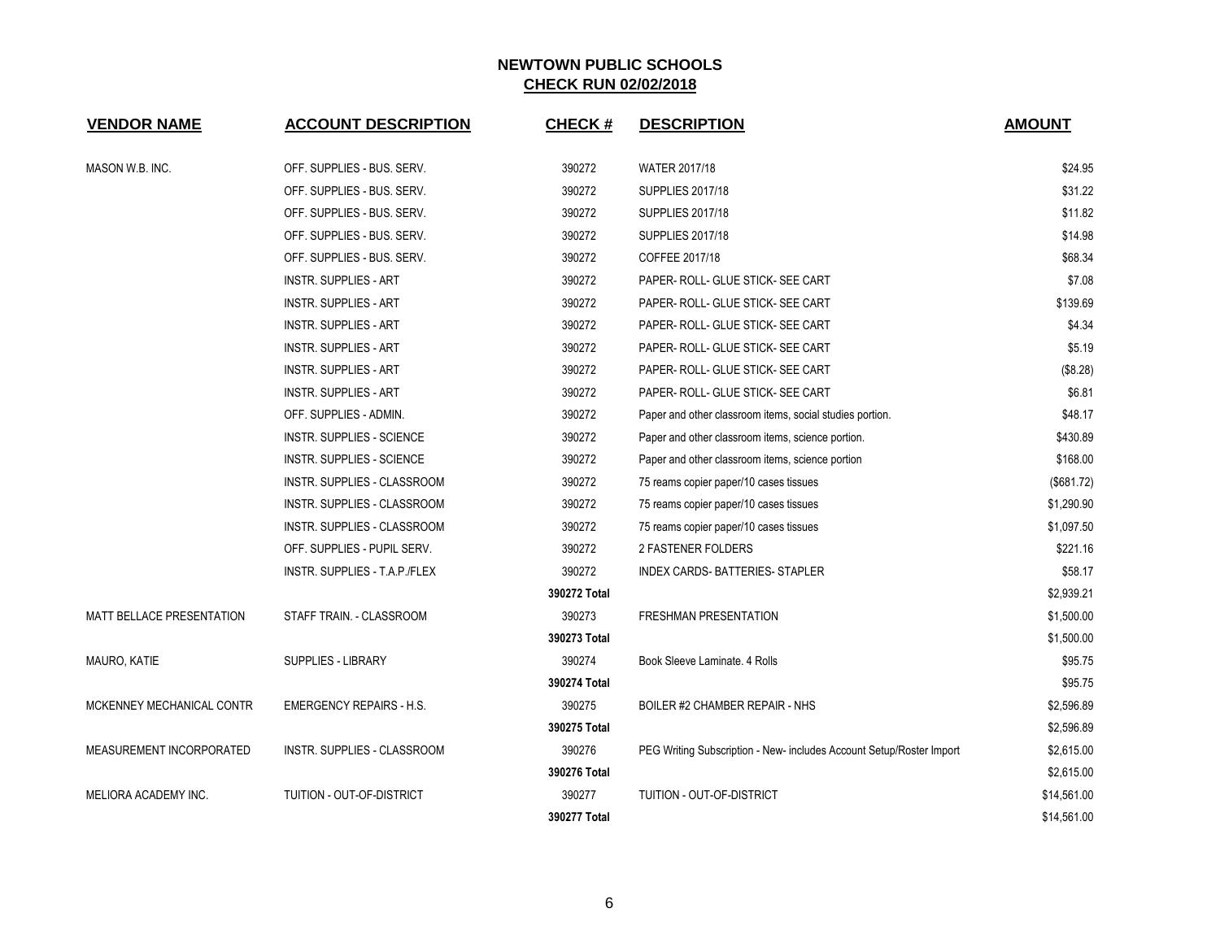## NEWTOWN PUBLIC SCHOOLS

**CHECK RUN 02/02/2018**

| VENDOR NAME | ACCOUNT DESCRIPTION | CHECK # | DESCRIPTION | AMOUNT |
|---|---|---|---|---|
| MASON W.B. INC. | OFF. SUPPLIES - BUS. SERV. | 390272 | WATER 2017/18 | $24.95 |
| | OFF. SUPPLIES - BUS. SERV. | 390272 | SUPPLIES 2017/18 | $31.22 |
| | OFF. SUPPLIES - BUS. SERV. | 390272 | SUPPLIES 2017/18 | $11.82 |
| | OFF. SUPPLIES - BUS. SERV. | 390272 | SUPPLIES 2017/18 | $14.98 |
| | OFF. SUPPLIES - BUS. SERV. | 390272 | COFFEE 2017/18 | $68.34 |
| | INSTR. SUPPLIES - ART | 390272 | PAPER- ROLL- GLUE STICK- SEE CART | $7.08 |
| | INSTR. SUPPLIES - ART | 390272 | PAPER- ROLL- GLUE STICK- SEE CART | $139.69 |
| | INSTR. SUPPLIES - ART | 390272 | PAPER- ROLL- GLUE STICK- SEE CART | $4.34 |
| | INSTR. SUPPLIES - ART | 390272 | PAPER- ROLL- GLUE STICK- SEE CART | $5.19 |
| | INSTR. SUPPLIES - ART | 390272 | PAPER- ROLL- GLUE STICK- SEE CART | ($8.28) |
| | INSTR. SUPPLIES - ART | 390272 | PAPER- ROLL- GLUE STICK- SEE CART | $6.81 |
| | OFF. SUPPLIES - ADMIN. | 390272 | Paper and other classroom items, social studies portion. | $48.17 |
| | INSTR. SUPPLIES - SCIENCE | 390272 | Paper and other classroom items, science portion. | $430.89 |
| | INSTR. SUPPLIES - SCIENCE | 390272 | Paper and other classroom items, science portion | $168.00 |
| | INSTR. SUPPLIES - CLASSROOM | 390272 | 75 reams copier paper/10 cases tissues | ($681.72) |
| | INSTR. SUPPLIES - CLASSROOM | 390272 | 75 reams copier paper/10 cases tissues | $1,290.90 |
| | INSTR. SUPPLIES - CLASSROOM | 390272 | 75 reams copier paper/10 cases tissues | $1,097.50 |
| | OFF. SUPPLIES - PUPIL SERV. | 390272 | 2 FASTENER FOLDERS | $221.16 |
| | INSTR. SUPPLIES - T.A.P./FLEX | 390272 | INDEX CARDS- BATTERIES- STAPLER | $58.17 |
| | | **390272 Total** | | $2,939.21 |
| MATT BELLACE PRESENTATION | STAFF TRAIN. - CLASSROOM | 390273 | FRESHMAN PRESENTATION | $1,500.00 |
| | | **390273 Total** | | $1,500.00 |
| MAURO, KATIE | SUPPLIES - LIBRARY | 390274 | Book Sleeve Laminate. 4 Rolls | $95.75 |
| | | **390274 Total** | | $95.75 |
| MCKENNEY MECHANICAL CONTR | EMERGENCY REPAIRS - H.S. | 390275 | BOILER #2 CHAMBER REPAIR - NHS | $2,596.89 |
| | | **390275 Total** | | $2,596.89 |
| MEASUREMENT INCORPORATED | INSTR. SUPPLIES - CLASSROOM | 390276 | PEG Writing Subscription - New- includes Account Setup/Roster Import | $2,615.00 |
| | | **390276 Total** | | $2,615.00 |
| MELIORA ACADEMY INC. | TUITION - OUT-OF-DISTRICT | 390277 | TUITION - OUT-OF-DISTRICT | $14,561.00 |
| | | **390277 Total** | | $14,561.00 |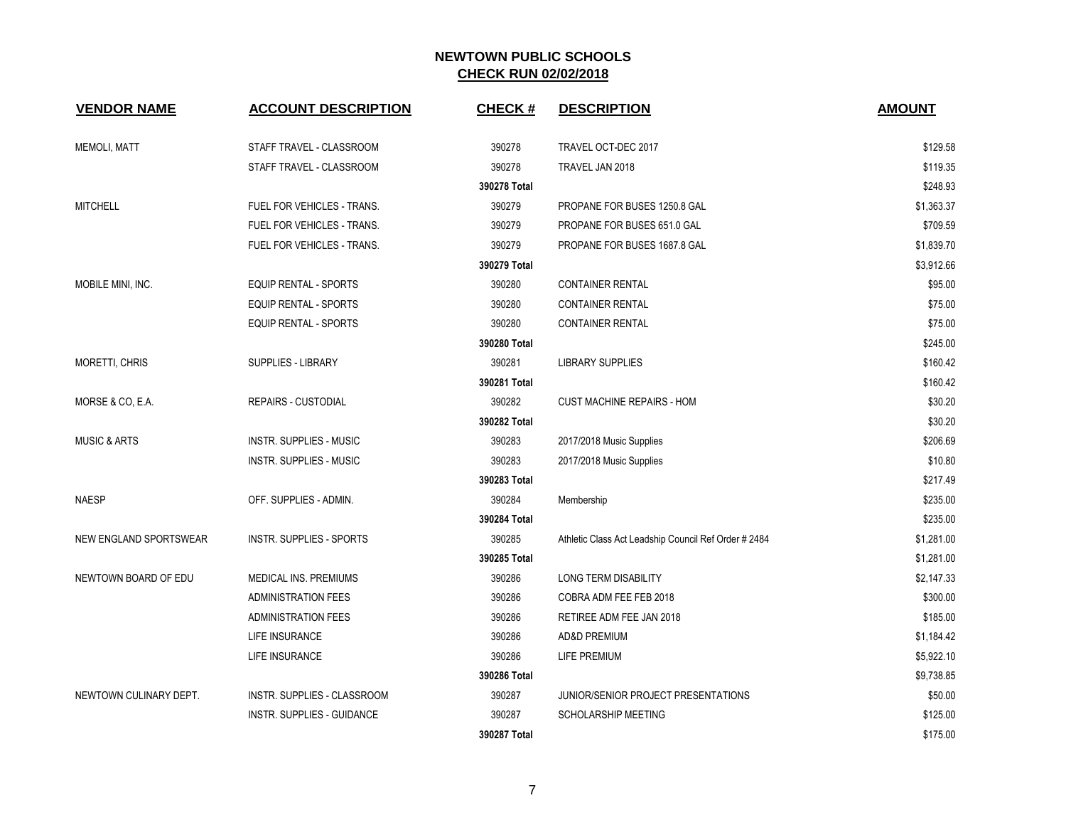# NEWTOWN PUBLIC SCHOOLS

## CHECK RUN 02/02/2018

| VENDOR NAME | ACCOUNT DESCRIPTION | CHECK # | DESCRIPTION | AMOUNT |
|---|---|---|---|---|
| MEMOLI, MATT | STAFF TRAVEL - CLASSROOM | 390278 | TRAVEL OCT-DEC 2017 | $129.58 |
| | STAFF TRAVEL - CLASSROOM | 390278 | TRAVEL JAN 2018 | $119.35 |
| | | **390278 Total** | | $248.93 |
| MITCHELL | FUEL FOR VEHICLES - TRANS. | 390279 | PROPANE FOR BUSES 1250.8 GAL | $1,363.37 |
| | FUEL FOR VEHICLES - TRANS. | 390279 | PROPANE FOR BUSES 651.0 GAL | $709.59 |
| | FUEL FOR VEHICLES - TRANS. | 390279 | PROPANE FOR BUSES 1687.8 GAL | $1,839.70 |
| | | **390279 Total** | | $3,912.66 |
| MOBILE MINI, INC. | EQUIP RENTAL - SPORTS | 390280 | CONTAINER RENTAL | $95.00 |
| | EQUIP RENTAL - SPORTS | 390280 | CONTAINER RENTAL | $75.00 |
| | EQUIP RENTAL - SPORTS | 390280 | CONTAINER RENTAL | $75.00 |
| | | **390280 Total** | | $245.00 |
| MORETTI, CHRIS | SUPPLIES - LIBRARY | 390281 | LIBRARY SUPPLIES | $160.42 |
| | | **390281 Total** | | $160.42 |
| MORSE & CO, E.A. | REPAIRS - CUSTODIAL | 390282 | CUST MACHINE REPAIRS - HOM | $30.20 |
| | | **390282 Total** | | $30.20 |
| MUSIC & ARTS | INSTR. SUPPLIES - MUSIC | 390283 | 2017/2018 Music Supplies | $206.69 |
| | INSTR. SUPPLIES - MUSIC | 390283 | 2017/2018 Music Supplies | $10.80 |
| | | **390283 Total** | | $217.49 |
| NAESP | OFF. SUPPLIES - ADMIN. | 390284 | Membership | $235.00 |
| | | **390284 Total** | | $235.00 |
| NEW ENGLAND SPORTSWEAR | INSTR. SUPPLIES - SPORTS | 390285 | Athletic Class Act Leadship Council Ref Order # 2484 | $1,281.00 |
| | | **390285 Total** | | $1,281.00 |
| NEWTOWN BOARD OF EDU | MEDICAL INS. PREMIUMS | 390286 | LONG TERM DISABILITY | $2,147.33 |
| | ADMINISTRATION FEES | 390286 | COBRA ADM FEE FEB 2018 | $300.00 |
| | ADMINISTRATION FEES | 390286 | RETIREE ADM FEE JAN 2018 | $185.00 |
| | LIFE INSURANCE | 390286 | AD&D PREMIUM | $1,184.42 |
| | LIFE INSURANCE | 390286 | LIFE PREMIUM | $5,922.10 |
| | | **390286 Total** | | $9,738.85 |
| NEWTOWN CULINARY DEPT. | INSTR. SUPPLIES - CLASSROOM | 390287 | JUNIOR/SENIOR PROJECT PRESENTATIONS | $50.00 |
| | INSTR. SUPPLIES - GUIDANCE | 390287 | SCHOLARSHIP MEETING | $125.00 |
| | | **390287 Total** | | $175.00 |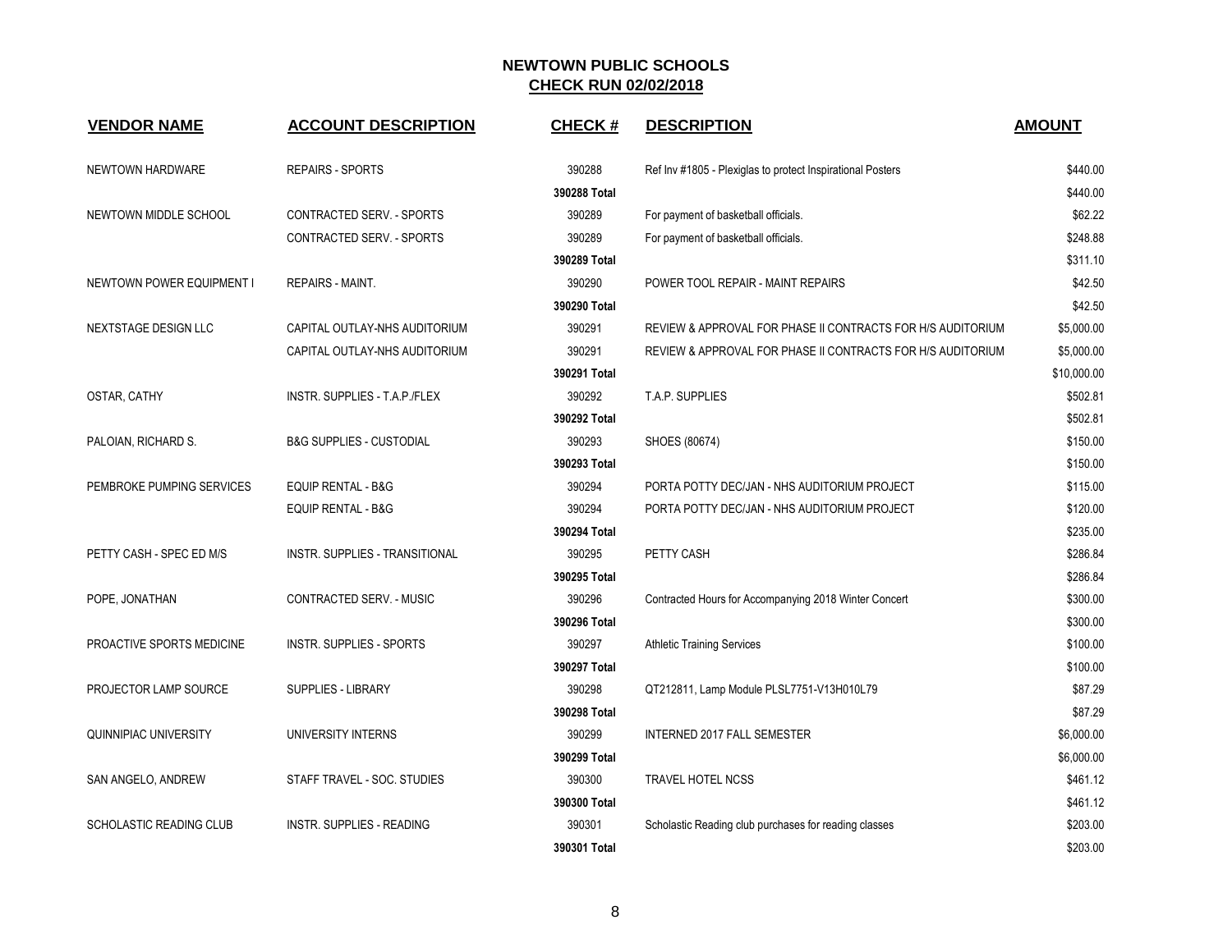## NEWTOWN PUBLIC SCHOOLS
## CHECK RUN 02/02/2018

| VENDOR NAME | ACCOUNT DESCRIPTION | CHECK # | DESCRIPTION | AMOUNT |
|---|---|---|---|---|
| NEWTOWN HARDWARE | REPAIRS - SPORTS | 390288 | Ref Inv #1805 - Plexiglas to protect Inspirational Posters | $440.00 |
| | | 390288 Total | | $440.00 |
| NEWTOWN MIDDLE SCHOOL | CONTRACTED SERV. - SPORTS | 390289 | For payment of basketball officials. | $62.22 |
| | CONTRACTED SERV. - SPORTS | 390289 | For payment of basketball officials. | $248.88 |
| | | 390289 Total | | $311.10 |
| NEWTOWN POWER EQUIPMENT I | REPAIRS - MAINT. | 390290 | POWER TOOL REPAIR - MAINT REPAIRS | $42.50 |
| | | 390290 Total | | $42.50 |
| NEXTSTAGE DESIGN LLC | CAPITAL OUTLAY-NHS AUDITORIUM | 390291 | REVIEW & APPROVAL FOR PHASE II CONTRACTS FOR H/S AUDITORIUM | $5,000.00 |
| | CAPITAL OUTLAY-NHS AUDITORIUM | 390291 | REVIEW & APPROVAL FOR PHASE II CONTRACTS FOR H/S AUDITORIUM | $5,000.00 |
| | | 390291 Total | | $10,000.00 |
| OSTAR, CATHY | INSTR. SUPPLIES - T.A.P./FLEX | 390292 | T.A.P. SUPPLIES | $502.81 |
| | | 390292 Total | | $502.81 |
| PALOIAN, RICHARD S. | B&G SUPPLIES - CUSTODIAL | 390293 | SHOES (80674) | $150.00 |
| | | 390293 Total | | $150.00 |
| PEMBROKE PUMPING SERVICES | EQUIP RENTAL - B&G | 390294 | PORTA POTTY DEC/JAN - NHS AUDITORIUM PROJECT | $115.00 |
| | EQUIP RENTAL - B&G | 390294 | PORTA POTTY DEC/JAN - NHS AUDITORIUM PROJECT | $120.00 |
| | | 390294 Total | | $235.00 |
| PETTY CASH - SPEC ED M/S | INSTR. SUPPLIES - TRANSITIONAL | 390295 | PETTY CASH | $286.84 |
| | | 390295 Total | | $286.84 |
| POPE, JONATHAN | CONTRACTED SERV. - MUSIC | 390296 | Contracted Hours for Accompanying 2018 Winter Concert | $300.00 |
| | | 390296 Total | | $300.00 |
| PROACTIVE SPORTS MEDICINE | INSTR. SUPPLIES - SPORTS | 390297 | Athletic Training Services | $100.00 |
| | | 390297 Total | | $100.00 |
| PROJECTOR LAMP SOURCE | SUPPLIES - LIBRARY | 390298 | QT212811, Lamp Module PLSL7751-V13H010L79 | $87.29 |
| | | 390298 Total | | $87.29 |
| QUINNIPIAC UNIVERSITY | UNIVERSITY INTERNS | 390299 | INTERNED 2017 FALL SEMESTER | $6,000.00 |
| | | 390299 Total | | $6,000.00 |
| SAN ANGELO, ANDREW | STAFF TRAVEL - SOC. STUDIES | 390300 | TRAVEL HOTEL NCSS | $461.12 |
| | | 390300 Total | | $461.12 |
| SCHOLASTIC READING CLUB | INSTR. SUPPLIES - READING | 390301 | Scholastic Reading club purchases for reading classes | $203.00 |
| | | 390301 Total | | $203.00 |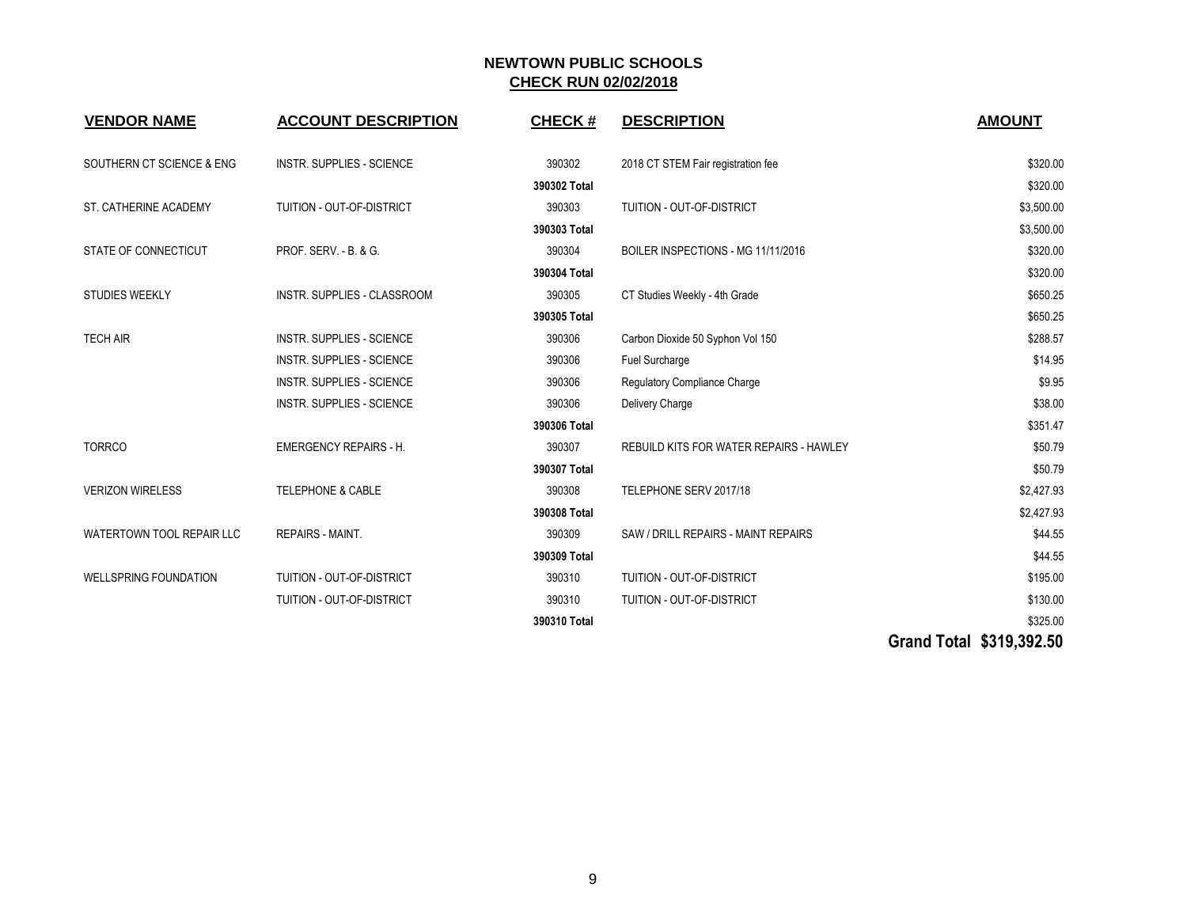**NEWTOWN PUBLIC SCHOOLS**
**CHECK RUN 02/02/2018**

| VENDOR NAME | ACCOUNT DESCRIPTION | CHECK # | DESCRIPTION | AMOUNT |
|---|---|---|---|---|
| SOUTHERN CT SCIENCE & ENG | INSTR. SUPPLIES - SCIENCE | 390302 | 2018 CT STEM Fair registration fee | $320.00 |
| | | **390302 Total** | | $320.00 |
| ST. CATHERINE ACADEMY | TUITION - OUT-OF-DISTRICT | 390303 | TUITION - OUT-OF-DISTRICT | $3,500.00 |
| | | **390303 Total** | | $3,500.00 |
| STATE OF CONNECTICUT | PROF. SERV. - B. & G. | 390304 | BOILER INSPECTIONS - MG 11/11/2016 | $320.00 |
| | | **390304 Total** | | $320.00 |
| STUDIES WEEKLY | INSTR. SUPPLIES - CLASSROOM | 390305 | CT Studies Weekly - 4th Grade | $650.25 |
| | | **390305 Total** | | $650.25 |
| TECH AIR | INSTR. SUPPLIES - SCIENCE | 390306 | Carbon Dioxide 50 Syphon Vol 150 | $288.57 |
| | INSTR. SUPPLIES - SCIENCE | 390306 | Fuel Surcharge | $14.95 |
| | INSTR. SUPPLIES - SCIENCE | 390306 | Regulatory Compliance Charge | $9.95 |
| | INSTR. SUPPLIES - SCIENCE | 390306 | Delivery Charge | $38.00 |
| | | **390306 Total** | | $351.47 |
| TORRCO | EMERGENCY REPAIRS - H. | 390307 | REBUILD KITS FOR WATER REPAIRS - HAWLEY | $50.79 |
| | | **390307 Total** | | $50.79 |
| VERIZON WIRELESS | TELEPHONE & CABLE | 390308 | TELEPHONE SERV 2017/18 | $2,427.93 |
| | | **390308 Total** | | $2,427.93 |
| WATERTOWN TOOL REPAIR LLC | REPAIRS - MAINT. | 390309 | SAW / DRILL REPAIRS - MAINT REPAIRS | $44.55 |
| | | **390309 Total** | | $44.55 |
| WELLSPRING FOUNDATION | TUITION - OUT-OF-DISTRICT | 390310 | TUITION - OUT-OF-DISTRICT | $195.00 |
| | TUITION - OUT-OF-DISTRICT | 390310 | TUITION - OUT-OF-DISTRICT | $130.00 |
| | | **390310 Total** | | $325.00 |
| | | | **Grand Total** | **$319,392.50** |